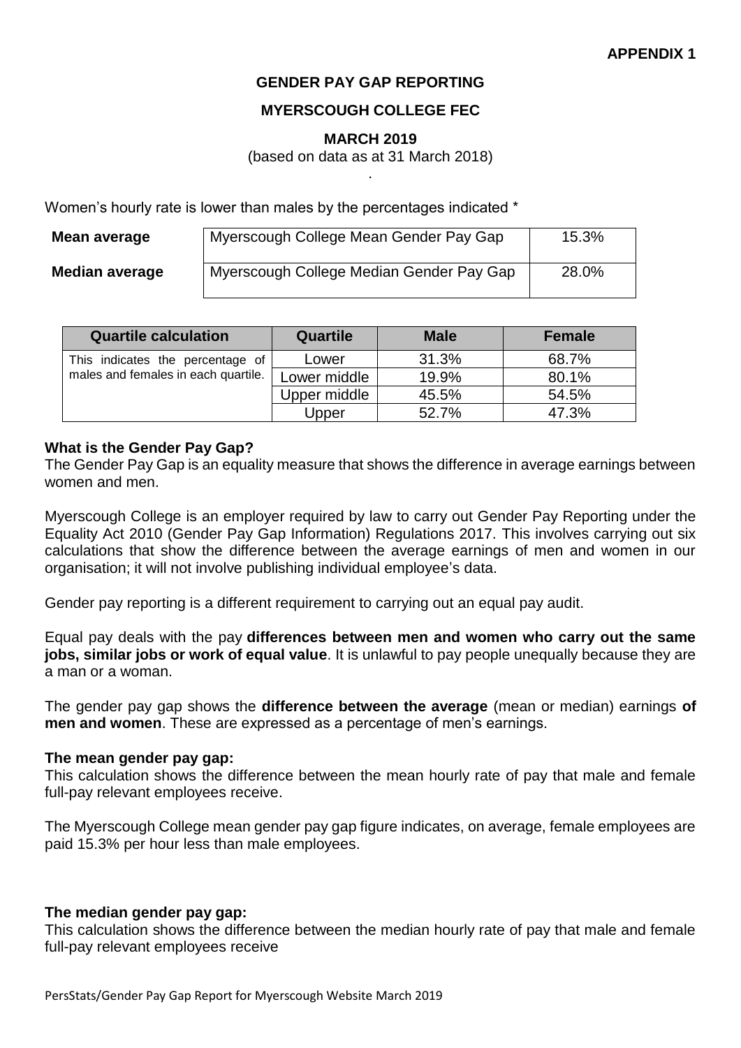**APPENDIX 1**

# GENDER PAY GAP REPORTING

## MYERSCOUGH COLLEGE FEC

### MARCH 2019

(based on data as at 31 March 2018)

.

Women's hourly rate is lower than males by the percentages indicated *

| | | |
|---|---|---|
| **Mean average** | Myerscough College Mean Gender Pay Gap | 15.3% |
| **Median average** | Myerscough College Median Gender Pay Gap | 28.0% |

| Quartile calculation | Quartile | Male | Female |
|---|---|---|---|
| This indicates the percentage of males and females in each quartile. | Lower | 31.3% | 68.7% |
| | Lower middle | 19.9% | 80.1% |
| | Upper middle | 45.5% | 54.5% |
| | Upper | 52.7% | 47.3% |

**What is the Gender Pay Gap?**

The Gender Pay Gap is an equality measure that shows the difference in average earnings between women and men.

Myerscough College is an employer required by law to carry out Gender Pay Reporting under the Equality Act 2010 (Gender Pay Gap Information) Regulations 2017. This involves carrying out six calculations that show the difference between the average earnings of men and women in our organisation; it will not involve publishing individual employee's data.

Gender pay reporting is a different requirement to carrying out an equal pay audit.

Equal pay deals with the pay **differences between men and women who carry out the same jobs, similar jobs or work of equal value**. It is unlawful to pay people unequally because they are a man or a woman.

The gender pay gap shows the **difference between the average** (mean or median) earnings **of men and women**. These are expressed as a percentage of men's earnings.

**The mean gender pay gap:**

This calculation shows the difference between the mean hourly rate of pay that male and female full-pay relevant employees receive.

The Myerscough College mean gender pay gap figure indicates, on average, female employees are paid 15.3% per hour less than male employees.

**The median gender pay gap:**

This calculation shows the difference between the median hourly rate of pay that male and female full-pay relevant employees receive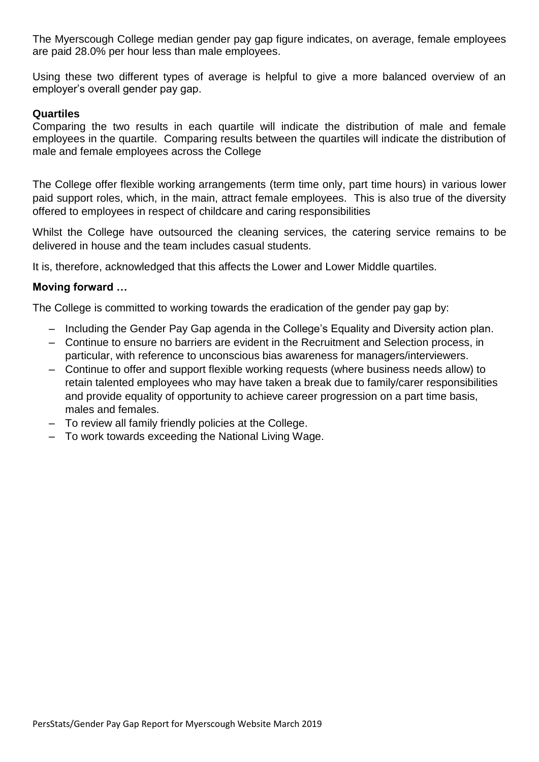The Myerscough College median gender pay gap figure indicates, on average, female employees are paid 28.0% per hour less than male employees.

Using these two different types of average is helpful to give a more balanced overview of an employer's overall gender pay gap.

**Quartiles**

Comparing the two results in each quartile will indicate the distribution of male and female employees in the quartile. Comparing results between the quartiles will indicate the distribution of male and female employees across the College

The College offer flexible working arrangements (term time only, part time hours) in various lower paid support roles, which, in the main, attract female employees. This is also true of the diversity offered to employees in respect of childcare and caring responsibilities

Whilst the College have outsourced the cleaning services, the catering service remains to be delivered in house and the team includes casual students.

It is, therefore, acknowledged that this affects the Lower and Lower Middle quartiles.

**Moving forward …**

The College is committed to working towards the eradication of the gender pay gap by:

- Including the Gender Pay Gap agenda in the College's Equality and Diversity action plan.
- Continue to ensure no barriers are evident in the Recruitment and Selection process, in particular, with reference to unconscious bias awareness for managers/interviewers.
- Continue to offer and support flexible working requests (where business needs allow) to retain talented employees who may have taken a break due to family/carer responsibilities and provide equality of opportunity to achieve career progression on a part time basis, males and females.
- To review all family friendly policies at the College.
- To work towards exceeding the National Living Wage.